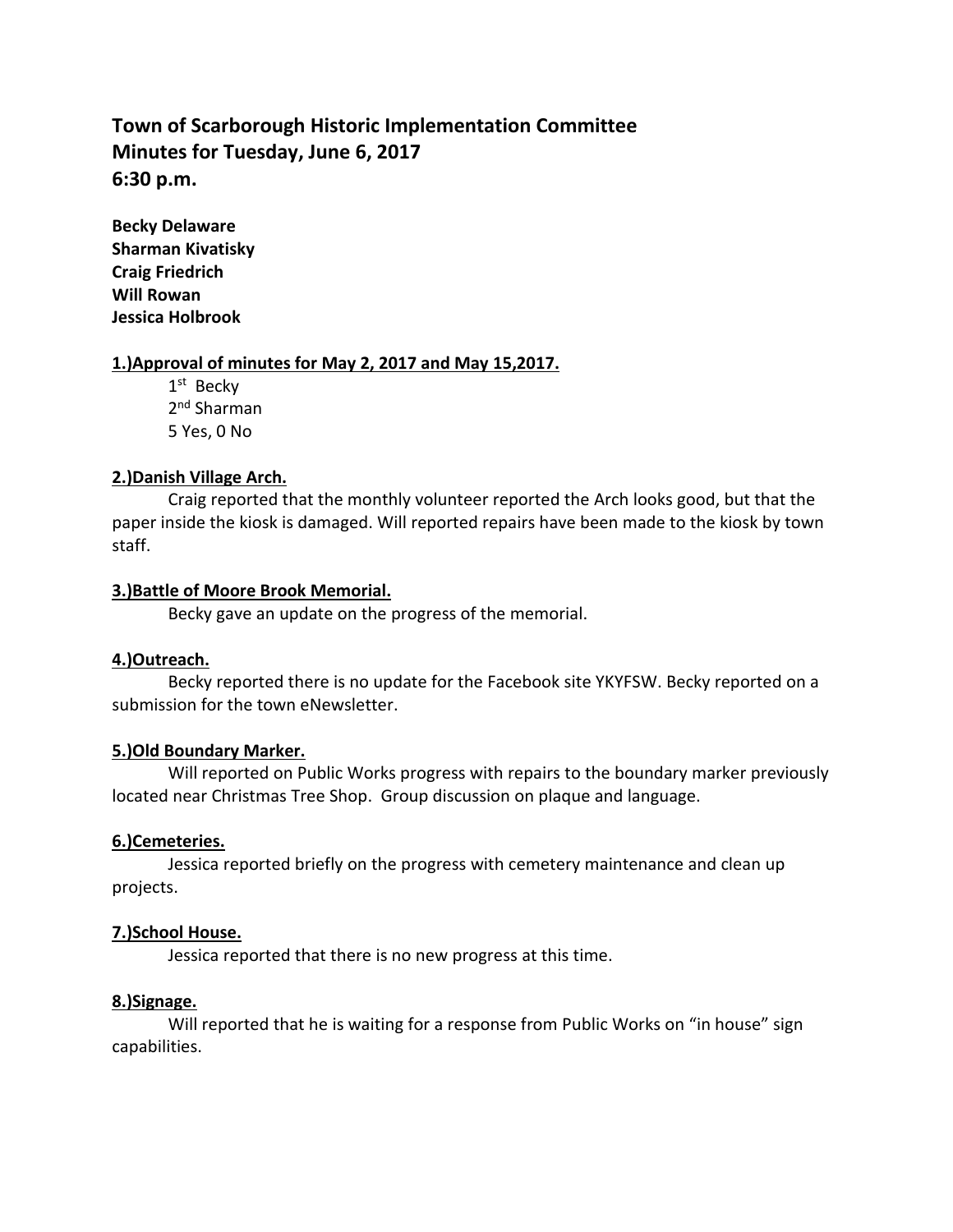# Town of Scarborough Historic Implementation Committee
# Minutes for Tuesday, June 6, 2017
# 6:30 p.m.

**Becky Delaware**
**Sharman Kivatisky**
**Craig Friedrich**
**Will Rowan**
**Jessica Holbrook**

## 1.)Approval of minutes for May 2, 2017 and May 15,2017.

1st Becky
2nd Sharman
5 Yes, 0 No

## 2.)Danish Village Arch.

Craig reported that the monthly volunteer reported the Arch looks good, but that the paper inside the kiosk is damaged. Will reported repairs have been made to the kiosk by town staff.

## 3.)Battle of Moore Brook Memorial.

Becky gave an update on the progress of the memorial.

## 4.)Outreach.

Becky reported there is no update for the Facebook site YKYFSW. Becky reported on a submission for the town eNewsletter.

## 5.)Old Boundary Marker.

Will reported on Public Works progress with repairs to the boundary marker previously located near Christmas Tree Shop. Group discussion on plaque and language.

## 6.)Cemeteries.

Jessica reported briefly on the progress with cemetery maintenance and clean up projects.

## 7.)School House.

Jessica reported that there is no new progress at this time.

## 8.)Signage.

Will reported that he is waiting for a response from Public Works on "in house" sign capabilities.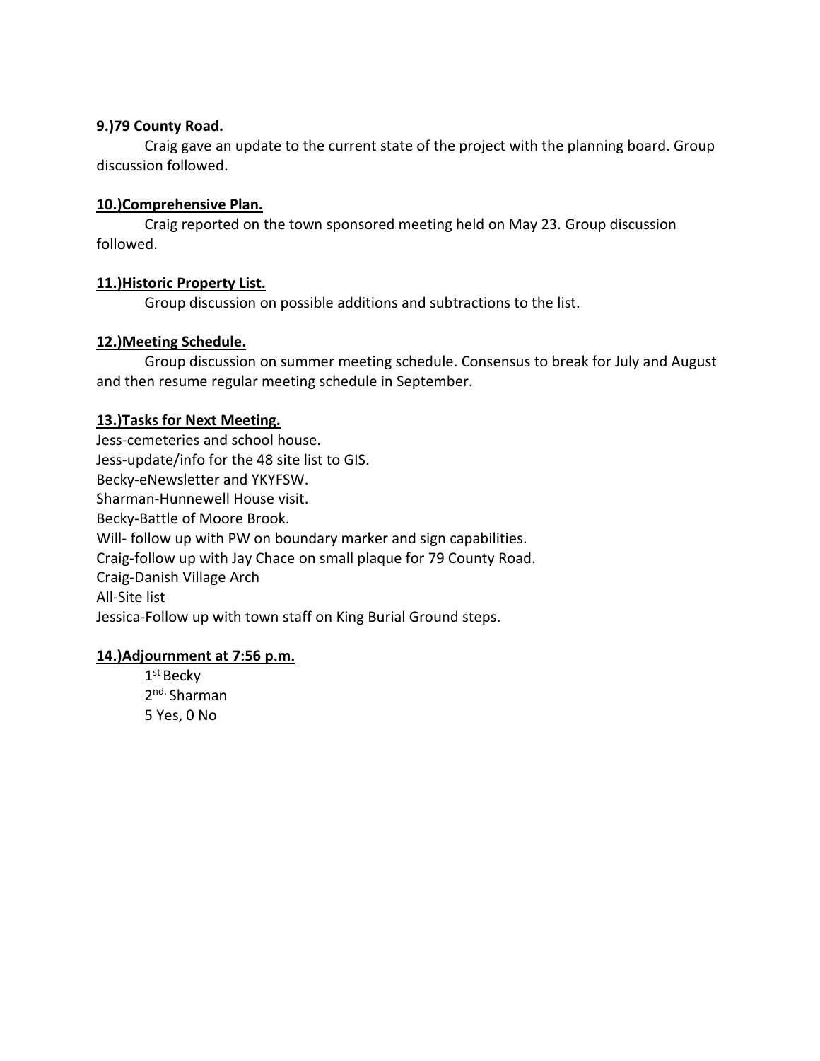**9.)79 County Road.**

Craig gave an update to the current state of the project with the planning board. Group discussion followed.

**10.)Comprehensive Plan.**

Craig reported on the town sponsored meeting held on May 23. Group discussion followed.

**11.)Historic Property List.**

Group discussion on possible additions and subtractions to the list.

**12.)Meeting Schedule.**

Group discussion on summer meeting schedule. Consensus to break for July and August and then resume regular meeting schedule in September.

**13.)Tasks for Next Meeting.**

Jess-cemeteries and school house.
Jess-update/info for the 48 site list to GIS.
Becky-eNewsletter and YKYFSW.
Sharman-Hunnewell House visit.
Becky-Battle of Moore Brook.
Will- follow up with PW on boundary marker and sign capabilities.
Craig-follow up with Jay Chace on small plaque for 79 County Road.
Craig-Danish Village Arch
All-Site list
Jessica-Follow up with town staff on King Burial Ground steps.

**14.)Adjournment at 7:56 p.m.**

1st Becky
2nd. Sharman
5 Yes, 0 No